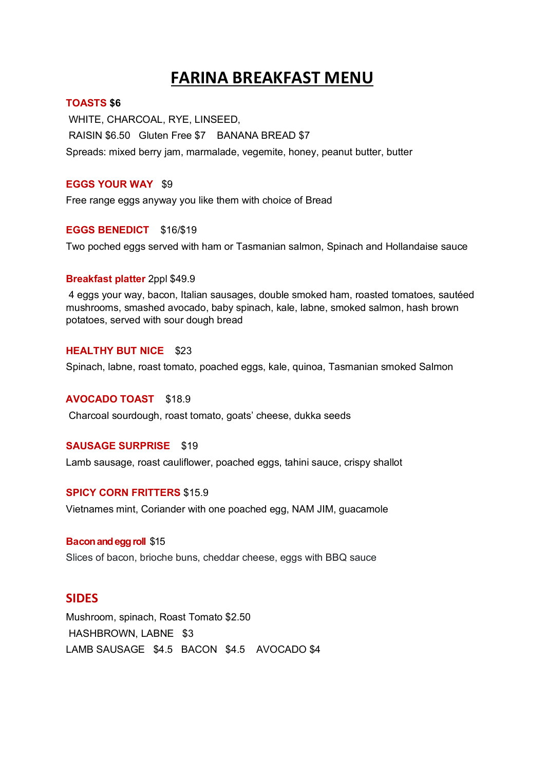# FARINA BREAKFAST MENU

**TOASTS $6**

WHITE, CHARCOAL, RYE, LINSEED,

RAISIN $6.50   Gluten Free $7   BANANA BREAD $7

Spreads: mixed berry jam, marmalade, vegemite, honey, peanut butter, butter

**EGGS YOUR WAY** $9

Free range eggs anyway you like them with choice of Bread

**EGGS BENEDICT** $16/$19

Two poched eggs served with ham or Tasmanian salmon, Spinach and Hollandaise sauce

**Breakfast platter** 2ppl $49.9

4 eggs your way, bacon, Italian sausages, double smoked ham, roasted tomatoes, sautéed mushrooms, smashed avocado, baby spinach, kale, labne, smoked salmon, hash brown potatoes, served with sour dough bread

**HEALTHY BUT NICE** $23

Spinach, labne, roast tomato, poached eggs, kale, quinoa, Tasmanian smoked Salmon

**AVOCADO TOAST** $18.9

Charcoal sourdough, roast tomato, goats' cheese, dukka seeds

**SAUSAGE SURPRISE** $19

Lamb sausage, roast cauliflower, poached eggs, tahini sauce, crispy shallot

**SPICY CORN FRITTERS** $15.9

Vietnames mint, Coriander with one poached egg, NAM JIM, guacamole

**Bacon and egg roll** $15

Slices of bacon, brioche buns, cheddar cheese, eggs with BBQ sauce

## SIDES

Mushroom, spinach, Roast Tomato $2.50

HASHBROWN, LABNE $3

LAMB SAUSAGE $4.5   BACON $4.5   AVOCADO $4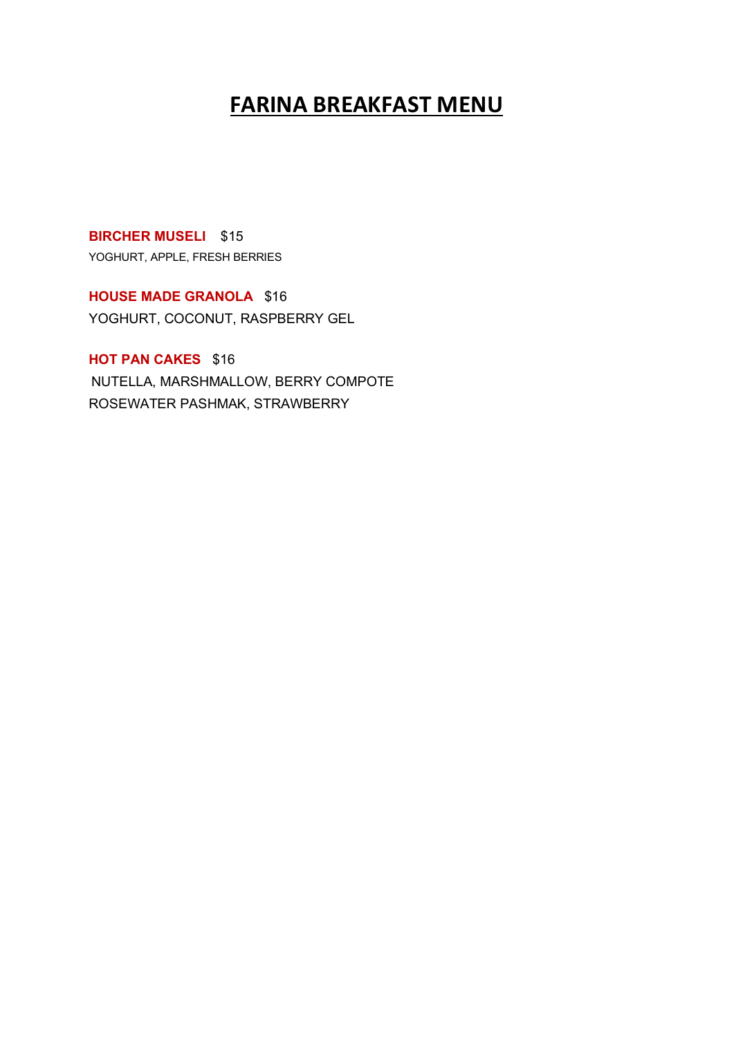# FARINA BREAKFAST MENU

**BIRCHER MUSELI** $15
YOGHURT, APPLE, FRESH BERRIES

**HOUSE MADE GRANOLA** $16
YOGHURT, COCONUT, RASPBERRY GEL

**HOT PAN CAKES** $16
NUTELLA, MARSHMALLOW, BERRY COMPOTE
ROSEWATER PASHMAK, STRAWBERRY